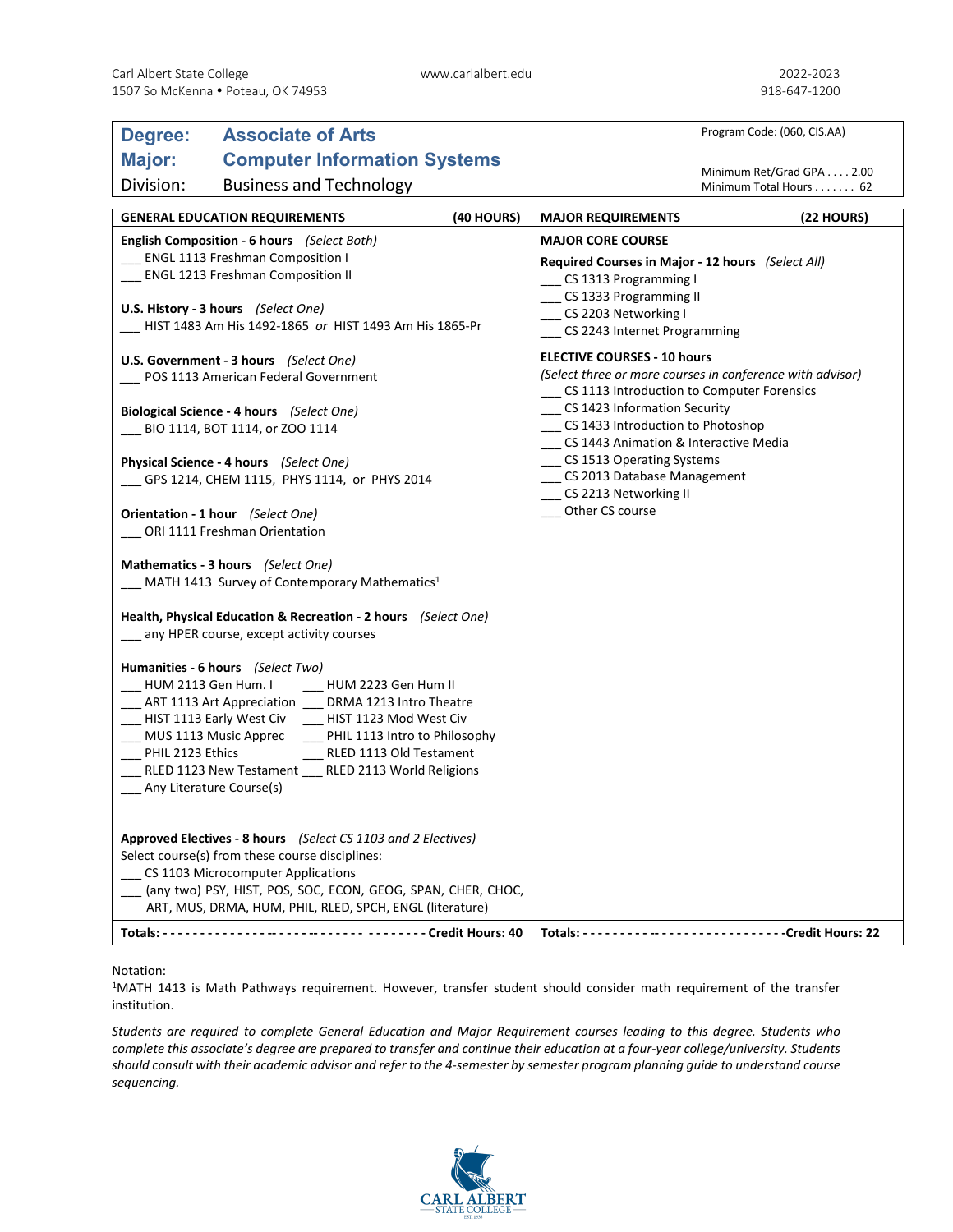Carl Albert State College
1507 So McKenna • Poteau, OK 74953

www.carlalbert.edu

2022-2023
918-647-1200

| **Degree:** | **Associate of Arts** | Program Code: (060, CIS.AA) |
|---|---|---|
| **Major:** | **Computer Information Systems** | Minimum Ret/Grad GPA . . . . 2.00 |
| Division: | Business and Technology | Minimum Total Hours . . . . . . . 62 |

## GENERAL EDUCATION REQUIREMENTS (40 HOURS)

**English Composition - 6 hours** *(Select Both)*
___ ENGL 1113 Freshman Composition I
___ ENGL 1213 Freshman Composition II

**U.S. History - 3 hours** *(Select One)*
___ HIST 1483 Am His 1492-1865 *or* HIST 1493 Am His 1865-Pr

**U.S. Government - 3 hours** *(Select One)*
___ POS 1113 American Federal Government

**Biological Science - 4 hours** *(Select One)*
___ BIO 1114, BOT 1114, or ZOO 1114

**Physical Science - 4 hours** *(Select One)*
___ GPS 1214, CHEM 1115, PHYS 1114, or PHYS 2014

**Orientation - 1 hour** *(Select One)*
___ ORI 1111 Freshman Orientation

**Mathematics - 3 hours** *(Select One)*
___ MATH 1413 Survey of Contemporary Mathematics[1]

**Health, Physical Education & Recreation - 2 hours** *(Select One)*
___ any HPER course, except activity courses

**Humanities - 6 hours** *(Select Two)*
___ HUM 2113 Gen Hum. I ___ HUM 2223 Gen Hum II
___ ART 1113 Art Appreciation ___ DRMA 1213 Intro Theatre
___ HIST 1113 Early West Civ ___ HIST 1123 Mod West Civ
___ MUS 1113 Music Apprec ___ PHIL 1113 Intro to Philosophy
___ PHIL 2123 Ethics ___ RLED 1113 Old Testament
___ RLED 1123 New Testament ___ RLED 2113 World Religions
___ Any Literature Course(s)

**Approved Electives - 8 hours** *(Select CS 1103 and 2 Electives)*
Select course(s) from these course disciplines:
___ CS 1103 Microcomputer Applications
___ (any two) PSY, HIST, POS, SOC, ECON, GEOG, SPAN, CHER, CHOC, ART, MUS, DRMA, HUM, PHIL, RLED, SPCH, ENGL (literature)

**Totals: - - - - - - - - - - - - - - - - - - - - - - - - - - - - - - - - - Credit Hours: 40**

## MAJOR REQUIREMENTS (22 HOURS)

**MAJOR CORE COURSE**

**Required Courses in Major - 12 hours** *(Select All)*
___ CS 1313 Programming I
___ CS 1333 Programming II
___ CS 2203 Networking I
___ CS 2243 Internet Programming

**ELECTIVE COURSES - 10 hours**
*(Select three or more courses in conference with advisor)*
___ CS 1113 Introduction to Computer Forensics
___ CS 1423 Information Security
___ CS 1433 Introduction to Photoshop
___ CS 1443 Animation & Interactive Media
___ CS 1513 Operating Systems
___ CS 2013 Database Management
___ CS 2213 Networking II
___ Other CS course

**Totals: - - - - - - - - - - - - - - - - - - - - - - - - - - - -Credit Hours: 22**

Notation:
[1]MATH 1413 is Math Pathways requirement. However, transfer student should consider math requirement of the transfer institution.

*Students are required to complete General Education and Major Requirement courses leading to this degree. Students who complete this associate's degree are prepared to transfer and continue their education at a four-year college/university. Students should consult with their academic advisor and refer to the 4-semester by semester program planning guide to understand course sequencing.*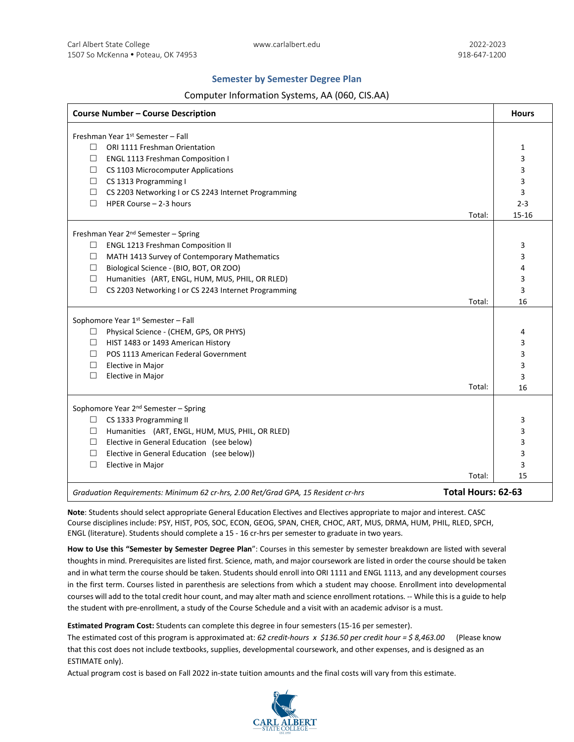Carl Albert State College
1507 So McKenna • Poteau, OK 74953

www.carlalbert.edu

2022-2023
918-647-1200

## Semester by Semester Degree Plan

Computer Information Systems, AA (060, CIS.AA)

| Course Number – Course Description | Hours |
|---|---|
| **Freshman Year 1st Semester – Fall** | |
| ☐ ORI 1111 Freshman Orientation | 1 |
| ☐ ENGL 1113 Freshman Composition I | 3 |
| ☐ CS 1103 Microcomputer Applications | 3 |
| ☐ CS 1313 Programming I | 3 |
| ☐ CS 2203 Networking I or CS 2243 Internet Programming | 3 |
| ☐ HPER Course – 2-3 hours | 2-3 |
| Total: | 15-16 |
| **Freshman Year 2nd Semester – Spring** | |
| ☐ ENGL 1213 Freshman Composition II | 3 |
| ☐ MATH 1413 Survey of Contemporary Mathematics | 3 |
| ☐ Biological Science - (BIO, BOT, OR ZOO) | 4 |
| ☐ Humanities (ART, ENGL, HUM, MUS, PHIL, OR RLED) | 3 |
| ☐ CS 2203 Networking I or CS 2243 Internet Programming | 3 |
| Total: | 16 |
| **Sophomore Year 1st Semester – Fall** | |
| ☐ Physical Science - (CHEM, GPS, OR PHYS) | 4 |
| ☐ HIST 1483 or 1493 American History | 3 |
| ☐ POS 1113 American Federal Government | 3 |
| ☐ Elective in Major | 3 |
| ☐ Elective in Major | 3 |
| Total: | 16 |
| **Sophomore Year 2nd Semester – Spring** | |
| ☐ CS 1333 Programming II | 3 |
| ☐ Humanities (ART, ENGL, HUM, MUS, PHIL, OR RLED) | 3 |
| ☐ Elective in General Education (see below) | 3 |
| ☐ Elective in General Education (see below)) | 3 |
| ☐ Elective in Major | 3 |
| Total: | 15 |
| *Graduation Requirements: Minimum 62 cr-hrs, 2.00 Ret/Grad GPA, 15 Resident cr-hrs* | **Total Hours: 62-63** |

**Note**: Students should select appropriate General Education Electives and Electives appropriate to major and interest. CASC Course disciplines include: PSY, HIST, POS, SOC, ECON, GEOG, SPAN, CHER, CHOC, ART, MUS, DRMA, HUM, PHIL, RLED, SPCH, ENGL (literature). Students should complete a 15 - 16 cr-hrs per semester to graduate in two years.

**How to Use this "Semester by Semester Degree Plan"**: Courses in this semester by semester breakdown are listed with several thoughts in mind. Prerequisites are listed first. Science, math, and major coursework are listed in order the course should be taken and in what term the course should be taken. Students should enroll into ORI 1111 and ENGL 1113, and any development courses in the first term. Courses listed in parenthesis are selections from which a student may choose. Enrollment into developmental courses will add to the total credit hour count, and may alter math and science enrollment rotations. -- While this is a guide to help the student with pre-enrollment, a study of the Course Schedule and a visit with an academic advisor is a must.

**Estimated Program Cost:** Students can complete this degree in four semesters (15-16 per semester).
The estimated cost of this program is approximated at: *62 credit-hours x $136.50 per credit hour = $ 8,463.00* (Please know that this cost does not include textbooks, supplies, developmental coursework, and other expenses, and is designed as an ESTIMATE only).
Actual program cost is based on Fall 2022 in-state tuition amounts and the final costs will vary from this estimate.

CARL ALBERT STATE COLLEGE